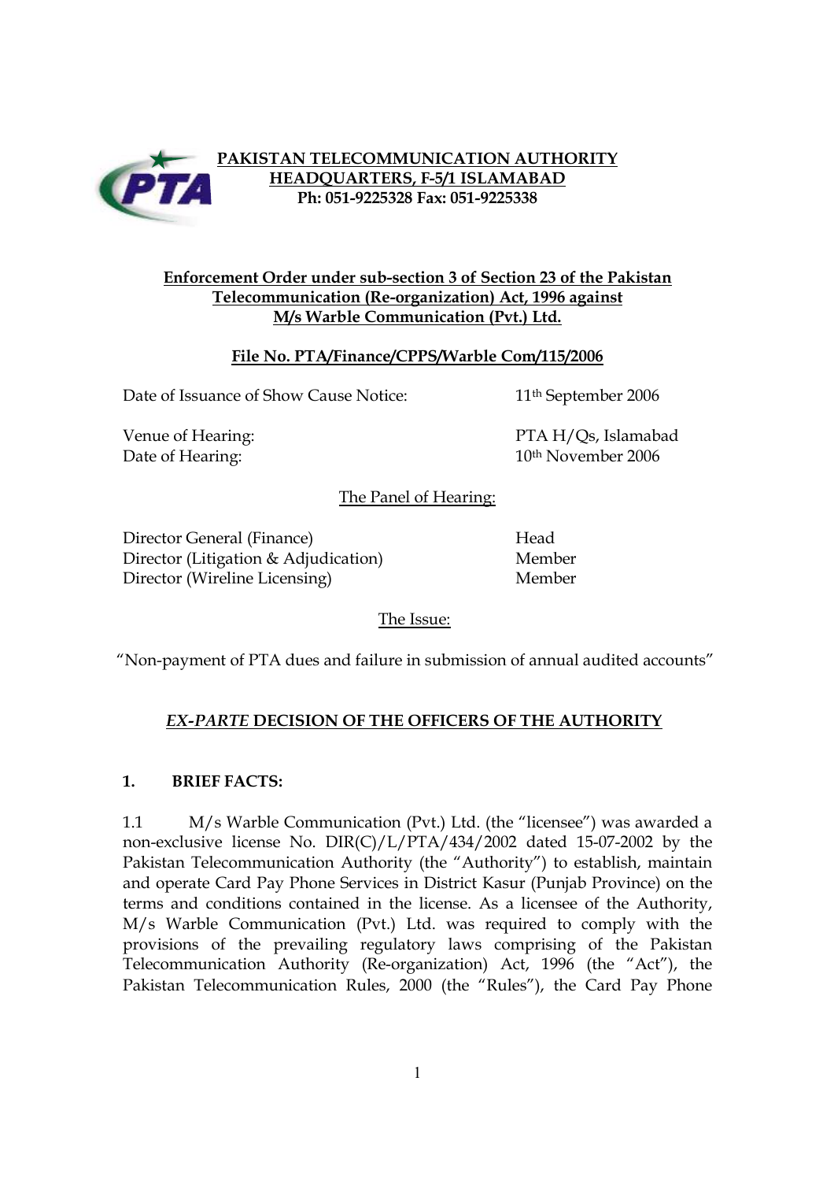**PAKISTAN TELECOMMUNICATION AUTHORITY**
**HEADQUARTERS, F-5/1 ISLAMABAD**
**Ph: 051-9225328 Fax: 051-9225338**

**Enforcement Order under sub-section 3 of Section 23 of the Pakistan Telecommunication (Re-organization) Act, 1996 against M/s Warble Communication (Pvt.) Ltd.**

**File No. PTA/Finance/CPPS/Warble Com/115/2006**

| | |
|---|---|
| Date of Issuance of Show Cause Notice: | 11th September 2006 |
| Venue of Hearing: | PTA H/Qs, Islamabad |
| Date of Hearing: | 10th November 2006 |

The Panel of Hearing:

| | |
|---|---|
| Director General (Finance) | Head |
| Director (Litigation & Adjudication) | Member |
| Director (Wireline Licensing) | Member |

The Issue:

"Non-payment of PTA dues and failure in submission of annual audited accounts"

## *EX-PARTE* DECISION OF THE OFFICERS OF THE AUTHORITY

### 1. BRIEF FACTS:

1.1 M/s Warble Communication (Pvt.) Ltd. (the "licensee") was awarded a non-exclusive license No. DIR(C)/L/PTA/434/2002 dated 15-07-2002 by the Pakistan Telecommunication Authority (the "Authority") to establish, maintain and operate Card Pay Phone Services in District Kasur (Punjab Province) on the terms and conditions contained in the license. As a licensee of the Authority, M/s Warble Communication (Pvt.) Ltd. was required to comply with the provisions of the prevailing regulatory laws comprising of the Pakistan Telecommunication Authority (Re-organization) Act, 1996 (the "Act"), the Pakistan Telecommunication Rules, 2000 (the "Rules"), the Card Pay Phone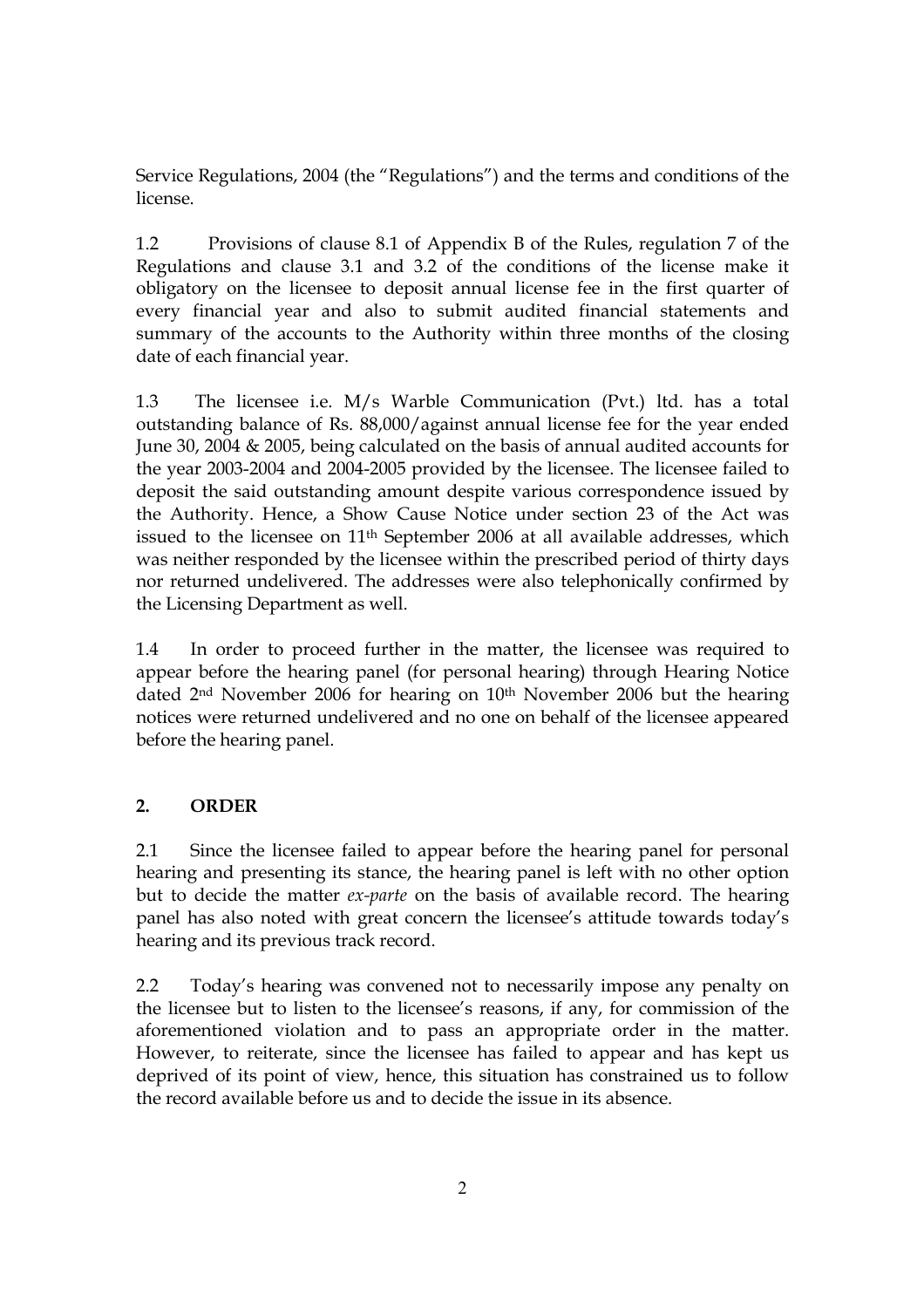Service Regulations, 2004 (the "Regulations") and the terms and conditions of the license.

1.2 Provisions of clause 8.1 of Appendix B of the Rules, regulation 7 of the Regulations and clause 3.1 and 3.2 of the conditions of the license make it obligatory on the licensee to deposit annual license fee in the first quarter of every financial year and also to submit audited financial statements and summary of the accounts to the Authority within three months of the closing date of each financial year.

1.3 The licensee i.e. M/s Warble Communication (Pvt.) ltd. has a total outstanding balance of Rs. 88,000/against annual license fee for the year ended June 30, 2004 & 2005, being calculated on the basis of annual audited accounts for the year 2003-2004 and 2004-2005 provided by the licensee. The licensee failed to deposit the said outstanding amount despite various correspondence issued by the Authority. Hence, a Show Cause Notice under section 23 of the Act was issued to the licensee on 11th September 2006 at all available addresses, which was neither responded by the licensee within the prescribed period of thirty days nor returned undelivered. The addresses were also telephonically confirmed by the Licensing Department as well.

1.4 In order to proceed further in the matter, the licensee was required to appear before the hearing panel (for personal hearing) through Hearing Notice dated 2nd November 2006 for hearing on 10th November 2006 but the hearing notices were returned undelivered and no one on behalf of the licensee appeared before the hearing panel.

## 2. ORDER

2.1 Since the licensee failed to appear before the hearing panel for personal hearing and presenting its stance, the hearing panel is left with no other option but to decide the matter *ex-parte* on the basis of available record. The hearing panel has also noted with great concern the licensee's attitude towards today's hearing and its previous track record.

2.2 Today's hearing was convened not to necessarily impose any penalty on the licensee but to listen to the licensee's reasons, if any, for commission of the aforementioned violation and to pass an appropriate order in the matter. However, to reiterate, since the licensee has failed to appear and has kept us deprived of its point of view, hence, this situation has constrained us to follow the record available before us and to decide the issue in its absence.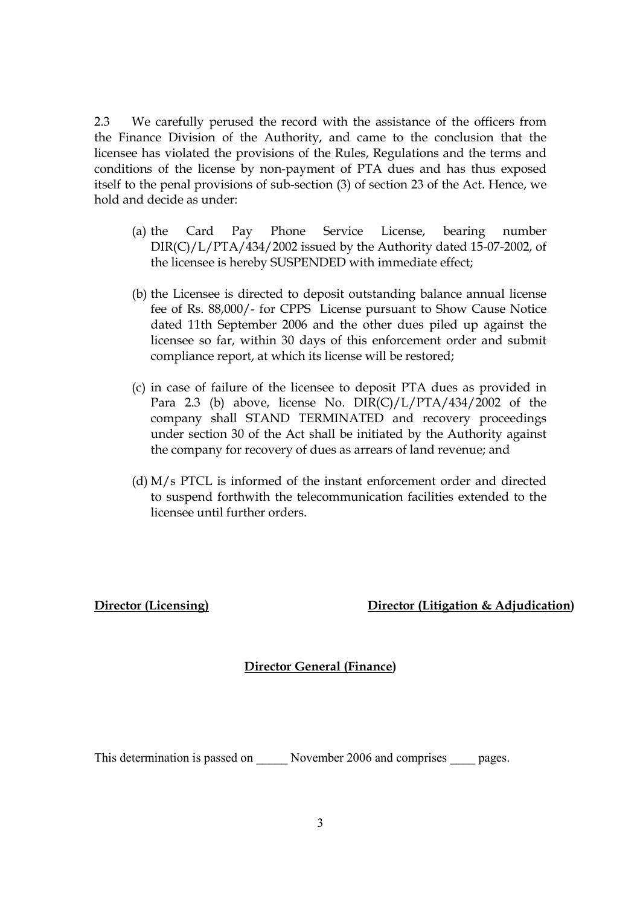2.3 We carefully perused the record with the assistance of the officers from the Finance Division of the Authority, and came to the conclusion that the licensee has violated the provisions of the Rules, Regulations and the terms and conditions of the license by non-payment of PTA dues and has thus exposed itself to the penal provisions of sub-section (3) of section 23 of the Act. Hence, we hold and decide as under:

(a) the Card Pay Phone Service License, bearing number DIR(C)/L/PTA/434/2002 issued by the Authority dated 15-07-2002, of the licensee is hereby SUSPENDED with immediate effect;

(b) the Licensee is directed to deposit outstanding balance annual license fee of Rs. 88,000/- for CPPS License pursuant to Show Cause Notice dated 11th September 2006 and the other dues piled up against the licensee so far, within 30 days of this enforcement order and submit compliance report, at which its license will be restored;

(c) in case of failure of the licensee to deposit PTA dues as provided in Para 2.3 (b) above, license No. DIR(C)/L/PTA/434/2002 of the company shall STAND TERMINATED and recovery proceedings under section 30 of the Act shall be initiated by the Authority against the company for recovery of dues as arrears of land revenue; and

(d) M/s PTCL is informed of the instant enforcement order and directed to suspend forthwith the telecommunication facilities extended to the licensee until further orders.

**Director (Licensing)** **Director (Litigation & Adjudication)**

**Director General (Finance)**

This determination is passed on _____ November 2006 and comprises ____ pages.